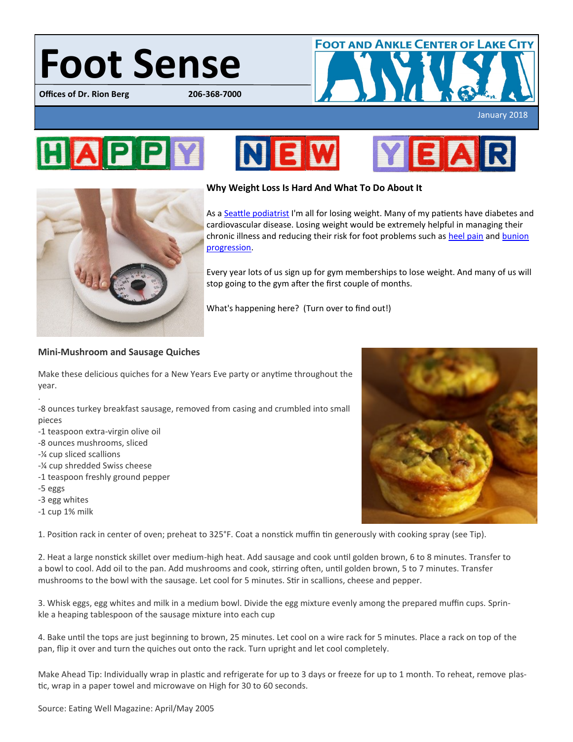# Foot Sense

**Offices of Dr. Rion Berg** **206-368-7000**

FOOT AND ANKLE CENTER OF LAKE CITY

January 2018

HAPPY NEW YEAR

### Why Weight Loss Is Hard And What To Do About It

As a Seattle podiatrist I'm all for losing weight. Many of my patients have diabetes and cardiovascular disease. Losing weight would be extremely helpful in managing their chronic illness and reducing their risk for foot problems such as heel pain and bunion progression.

Every year lots of us sign up for gym memberships to lose weight. And many of us will stop going to the gym after the first couple of months.

What's happening here? (Turn over to find out!)

### Mini-Mushroom and Sausage Quiches

Make these delicious quiches for a New Years Eve party or anytime throughout the year.

.

-8 ounces turkey breakfast sausage, removed from casing and crumbled into small pieces
-1 teaspoon extra-virgin olive oil
-8 ounces mushrooms, sliced
-¼ cup sliced scallions
-¼ cup shredded Swiss cheese
-1 teaspoon freshly ground pepper
-5 eggs
-3 egg whites
-1 cup 1% milk

1. Position rack in center of oven; preheat to 325°F. Coat a nonstick muffin tin generously with cooking spray (see Tip).

2. Heat a large nonstick skillet over medium-high heat. Add sausage and cook until golden brown, 6 to 8 minutes. Transfer to a bowl to cool. Add oil to the pan. Add mushrooms and cook, stirring often, until golden brown, 5 to 7 minutes. Transfer mushrooms to the bowl with the sausage. Let cool for 5 minutes. Stir in scallions, cheese and pepper.

3. Whisk eggs, egg whites and milk in a medium bowl. Divide the egg mixture evenly among the prepared muffin cups. Sprinkle a heaping tablespoon of the sausage mixture into each cup

4. Bake until the tops are just beginning to brown, 25 minutes. Let cool on a wire rack for 5 minutes. Place a rack on top of the pan, flip it over and turn the quiches out onto the rack. Turn upright and let cool completely.

Make Ahead Tip: Individually wrap in plastic and refrigerate for up to 3 days or freeze for up to 1 month. To reheat, remove plastic, wrap in a paper towel and microwave on High for 30 to 60 seconds.

Source: Eating Well Magazine: April/May 2005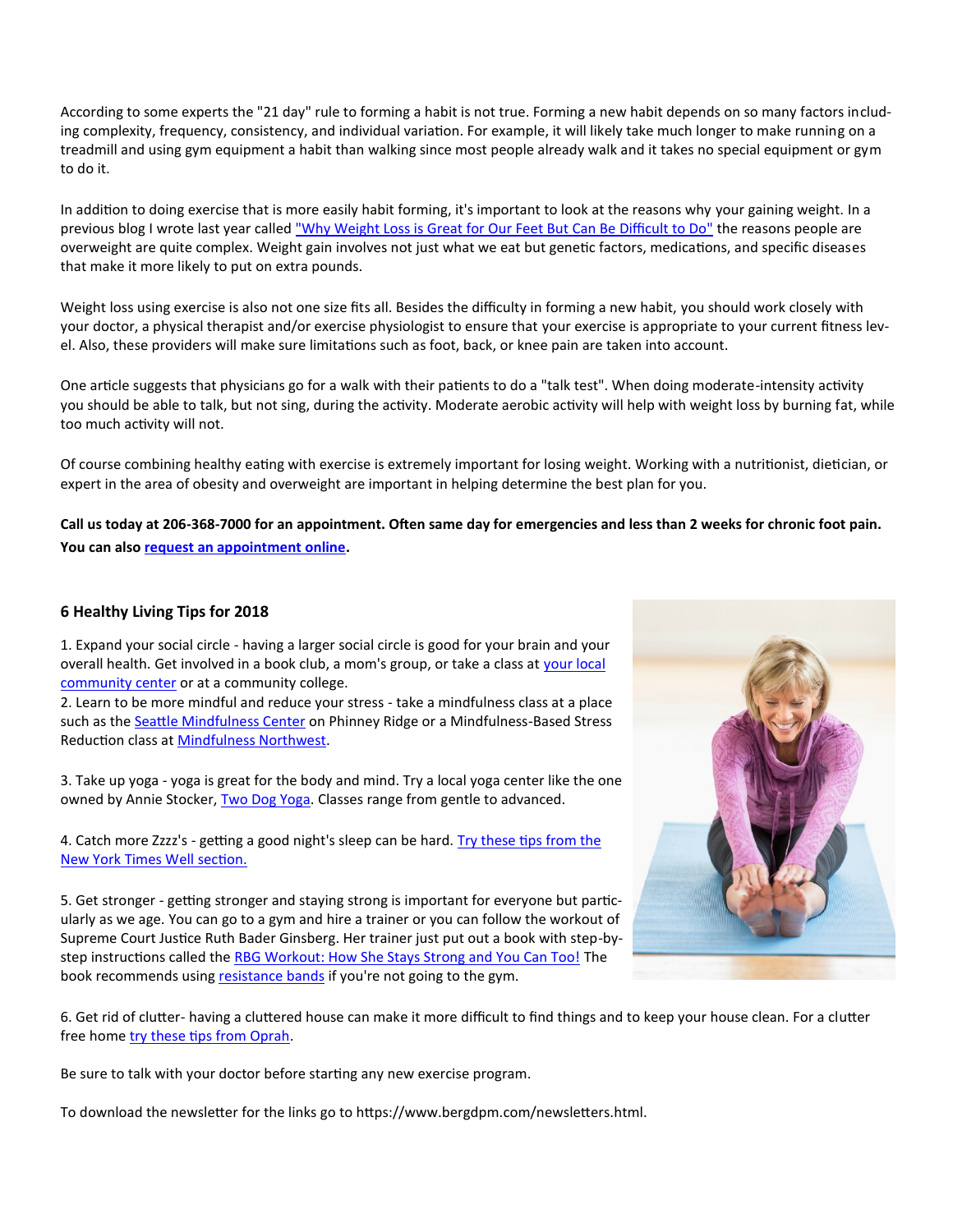According to some experts the "21 day" rule to forming a habit is not true. Forming a new habit depends on so many factors including complexity, frequency, consistency, and individual variation. For example, it will likely take much longer to make running on a treadmill and using gym equipment a habit than walking since most people already walk and it takes no special equipment or gym to do it.

In addition to doing exercise that is more easily habit forming, it's important to look at the reasons why your gaining weight. In a previous blog I wrote last year called "Why Weight Loss is Great for Our Feet But Can Be Difficult to Do" the reasons people are overweight are quite complex. Weight gain involves not just what we eat but genetic factors, medications, and specific diseases that make it more likely to put on extra pounds.

Weight loss using exercise is also not one size fits all. Besides the difficulty in forming a new habit, you should work closely with your doctor, a physical therapist and/or exercise physiologist to ensure that your exercise is appropriate to your current fitness level. Also, these providers will make sure limitations such as foot, back, or knee pain are taken into account.

One article suggests that physicians go for a walk with their patients to do a "talk test". When doing moderate-intensity activity you should be able to talk, but not sing, during the activity. Moderate aerobic activity will help with weight loss by burning fat, while too much activity will not.

Of course combining healthy eating with exercise is extremely important for losing weight. Working with a nutritionist, dietician, or expert in the area of obesity and overweight are important in helping determine the best plan for you.

**Call us today at 206-368-7000 for an appointment. Often same day for emergencies and less than 2 weeks for chronic foot pain. You can also request an appointment online.**

## 6 Healthy Living Tips for 2018

1. Expand your social circle - having a larger social circle is good for your brain and your overall health. Get involved in a book club, a mom's group, or take a class at your local community center or at a community college.
2. Learn to be more mindful and reduce your stress - take a mindfulness class at a place such as the Seattle Mindfulness Center on Phinney Ridge or a Mindfulness-Based Stress Reduction class at Mindfulness Northwest.

3. Take up yoga - yoga is great for the body and mind. Try a local yoga center like the one owned by Annie Stocker, Two Dog Yoga. Classes range from gentle to advanced.

4. Catch more Zzzz's - getting a good night's sleep can be hard. Try these tips from the New York Times Well section.

5. Get stronger - getting stronger and staying strong is important for everyone but particularly as we age. You can go to a gym and hire a trainer or you can follow the workout of Supreme Court Justice Ruth Bader Ginsberg. Her trainer just put out a book with step-by-step instructions called the RBG Workout: How She Stays Strong and You Can Too! The book recommends using resistance bands if you're not going to the gym.

6. Get rid of clutter- having a cluttered house can make it more difficult to find things and to keep your house clean. For a clutter free home try these tips from Oprah.

Be sure to talk with your doctor before starting any new exercise program.

To download the newsletter for the links go to https://www.bergdpm.com/newsletters.html.